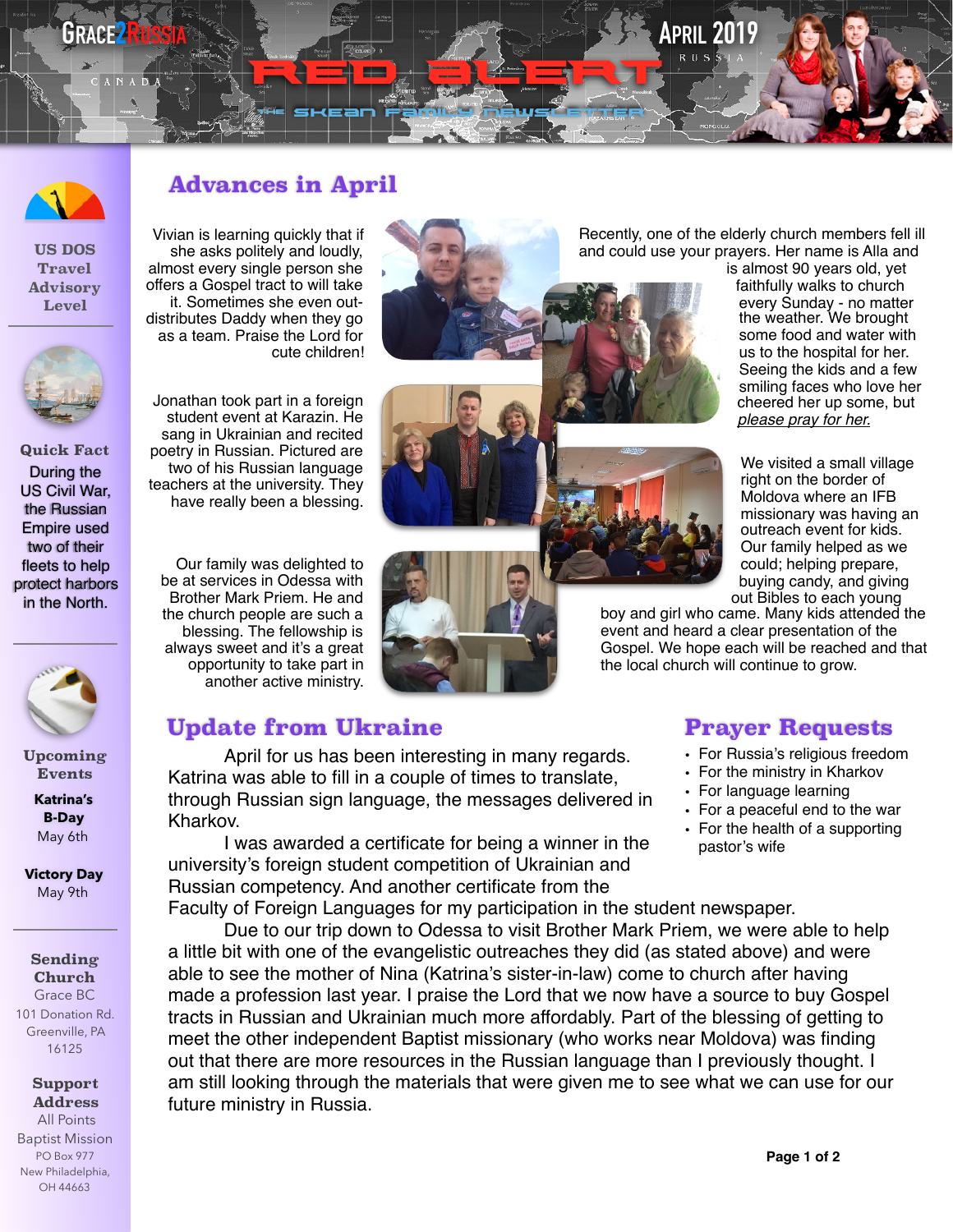# GRACE2RUSSIA — RED ALERT

THE SKEAN FAMILY NEWSLETTER

APRIL 2019

RUSSIA

## Advances in April

Vivian is learning quickly that if she asks politely and loudly, almost every single person she offers a Gospel tract to will take it. Sometimes she even out-distributes Daddy when they go as a team. Praise the Lord for cute children!

Jonathan took part in a foreign student event at Karazin. He sang in Ukrainian and recited poetry in Russian. Pictured are two of his Russian language teachers at the university. They have really been a blessing.

Our family was delighted to be at services in Odessa with Brother Mark Priem. He and the church people are such a blessing. The fellowship is always sweet and it's a great opportunity to take part in another active ministry.

Recently, one of the elderly church members fell ill and could use your prayers. Her name is Alla and is almost 90 years old, yet faithfully walks to church every Sunday - no matter the weather. We brought some food and water with us to the hospital for her. Seeing the kids and a few smiling faces who love her cheered her up some, but *please pray for her.*

We visited a small village right on the border of Moldova where an IFB missionary was having an outreach event for kids. Our family helped as we could; helping prepare, buying candy, and giving out Bibles to each young boy and girl who came. Many kids attended the event and heard a clear presentation of the Gospel. We hope each will be reached and that the local church will continue to grow.

## Update from Ukraine

April for us has been interesting in many regards. Katrina was able to fill in a couple of times to translate, through Russian sign language, the messages delivered in Kharkov.

I was awarded a certificate for being a winner in the university's foreign student competition of Ukrainian and Russian competency. And another certificate from the Faculty of Foreign Languages for my participation in the student newspaper.

Due to our trip down to Odessa to visit Brother Mark Priem, we were able to help a little bit with one of the evangelistic outreaches they did (as stated above) and were able to see the mother of Nina (Katrina's sister-in-law) come to church after having made a profession last year. I praise the Lord that we now have a source to buy Gospel tracts in Russian and Ukrainian much more affordably. Part of the blessing of getting to meet the other independent Baptist missionary (who works near Moldova) was finding out that there are more resources in the Russian language than I previously thought. I am still looking through the materials that were given me to see what we can use for our future ministry in Russia.

## Prayer Requests

- For Russia's religious freedom
- For the ministry in Kharkov
- For language learning
- For a peaceful end to the war
- For the health of a supporting pastor's wife

---

**US DOS Travel Advisory Level**

**Quick Fact**

During the US Civil War, the Russian Empire used two of their fleets to help protect harbors in the North.

**Upcoming Events**

**Katrina's B-Day**
May 6th

**Victory Day**
May 9th

**Sending Church**
Grace BC
101 Donation Rd.
Greenville, PA
16125

**Support Address**
All Points Baptist Mission
PO Box 977
New Philadelphia, OH 44663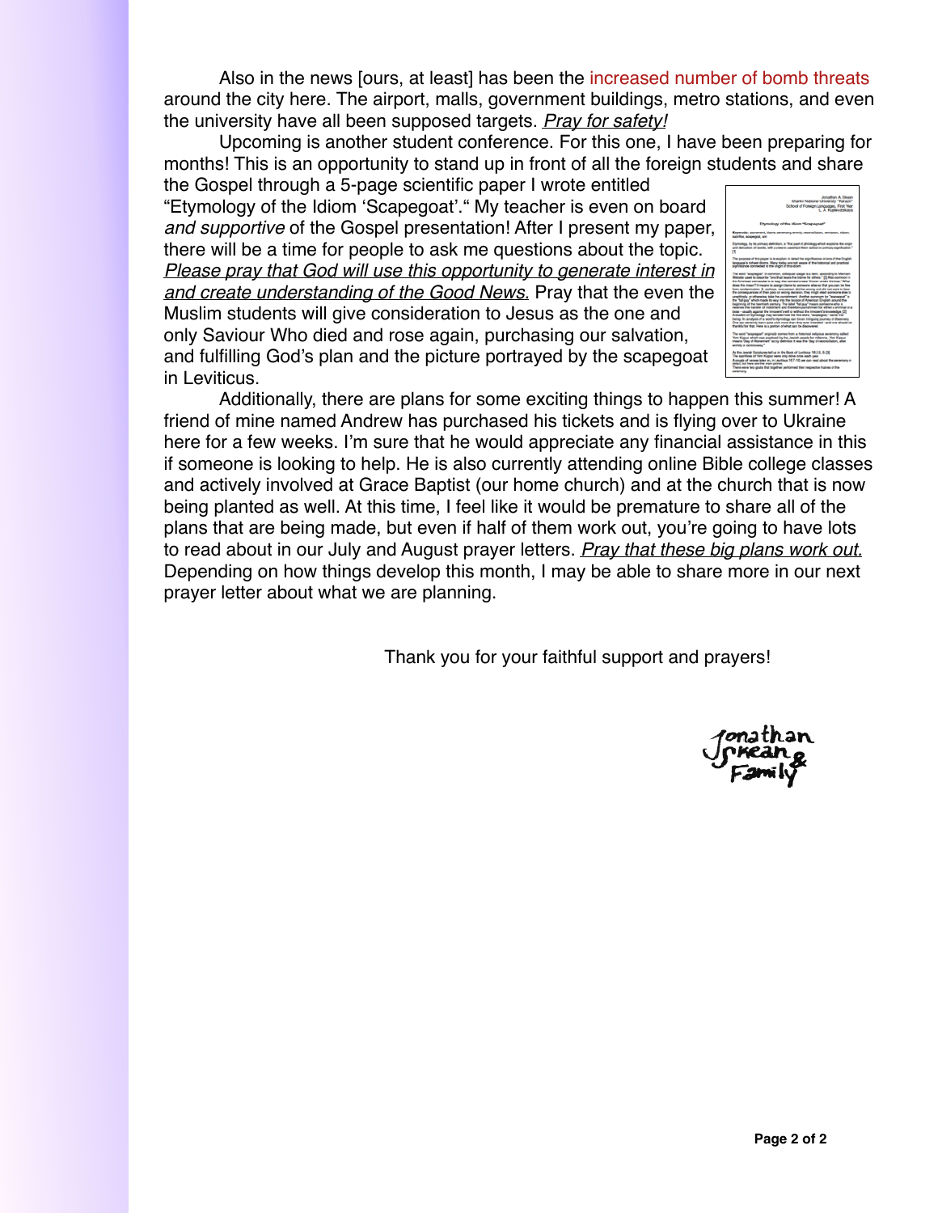Also in the news [ours, at least] has been the increased number of bomb threats around the city here. The airport, malls, government buildings, metro stations, and even the university have all been supposed targets. *Pray for safety!*

Upcoming is another student conference. For this one, I have been preparing for months! This is an opportunity to stand up in front of all the foreign students and share the Gospel through a 5-page scientific paper I wrote entitled "Etymology of the Idiom 'Scapegoat'." My teacher is even on board *and supportive* of the Gospel presentation! After I present my paper, there will be a time for people to ask me questions about the topic. *Please pray that God will use this opportunity to generate interest in and create understanding of the Good News.* Pray that the even the Muslim students will give consideration to Jesus as the one and only Saviour Who died and rose again, purchasing our salvation, and fulfilling God's plan and the picture portrayed by the scapegoat in Leviticus.

Additionally, there are plans for some exciting things to happen this summer! A friend of mine named Andrew has purchased his tickets and is flying over to Ukraine here for a few weeks. I'm sure that he would appreciate any financial assistance in this if someone is looking to help. He is also currently attending online Bible college classes and actively involved at Grace Baptist (our home church) and at the church that is now being planted as well. At this time, I feel like it would be premature to share all of the plans that are being made, but even if half of them work out, you're going to have lots to read about in our July and August prayer letters. *Pray that these big plans work out.* Depending on how things develop this month, I may be able to share more in our next prayer letter about what we are planning.

Thank you for your faithful support and prayers!

Jonathan Sikean & Family